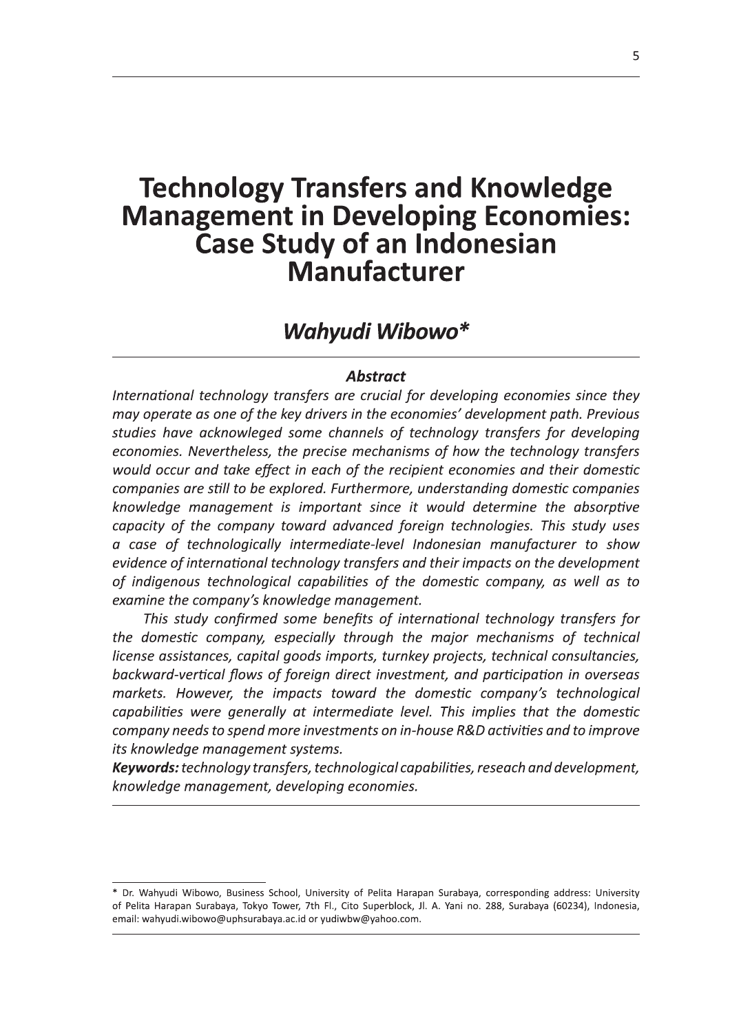# Technology Transfers and Knowledge Management in Developing Economies: Case Study of an Indonesian Manufacturer

## *Wahyudi Wibowo**

### *Abstract*

*International technology transfers are crucial for developing economies since they may operate as one of the key drivers in the economies' development path. Previous studies have acknowleged some channels of technology transfers for developing economies. Nevertheless, the precise mechanisms of how the technology transfers would occur and take effect in each of the recipient economies and their domestic companies are still to be explored. Furthermore, understanding domestic companies knowledge management is important since it would determine the absorptive capacity of the company toward advanced foreign technologies. This study uses a case of technologically intermediate-level Indonesian manufacturer to show evidence of international technology transfers and their impacts on the development of indigenous technological capabilities of the domestic company, as well as to examine the company's knowledge management.*

*This study confirmed some benefits of international technology transfers for the domestic company, especially through the major mechanisms of technical license assistances, capital goods imports, turnkey projects, technical consultancies, backward-vertical flows of foreign direct investment, and participation in overseas markets. However, the impacts toward the domestic company's technological capabilities were generally at intermediate level. This implies that the domestic company needs to spend more investments on in-house R&D activities and to improve its knowledge management systems.*

***Keywords:*** *technology transfers, technological capabilities, reseach and development, knowledge management, developing economies.*

---

\* Dr. Wahyudi Wibowo, Business School, University of Pelita Harapan Surabaya, corresponding address: University of Pelita Harapan Surabaya, Tokyo Tower, 7th Fl., Cito Superblock, Jl. A. Yani no. 288, Surabaya (60234), Indonesia, email: wahyudi.wibowo@uphsurabaya.ac.id or yudiwbw@yahoo.com.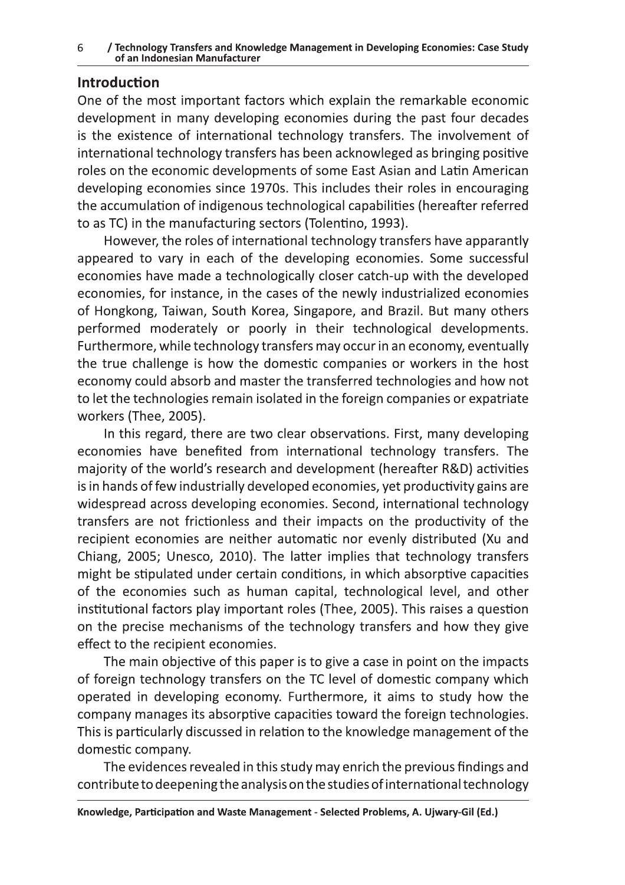## Introduction

One of the most important factors which explain the remarkable economic development in many developing economies during the past four decades is the existence of international technology transfers. The involvement of international technology transfers has been acknowleged as bringing positive roles on the economic developments of some East Asian and Latin American developing economies since 1970s. This includes their roles in encouraging the accumulation of indigenous technological capabilities (hereafter referred to as TC) in the manufacturing sectors (Tolentino, 1993).

However, the roles of international technology transfers have apparantly appeared to vary in each of the developing economies. Some successful economies have made a technologically closer catch-up with the developed economies, for instance, in the cases of the newly industrialized economies of Hongkong, Taiwan, South Korea, Singapore, and Brazil. But many others performed moderately or poorly in their technological developments. Furthermore, while technology transfers may occur in an economy, eventually the true challenge is how the domestic companies or workers in the host economy could absorb and master the transferred technologies and how not to let the technologies remain isolated in the foreign companies or expatriate workers (Thee, 2005).

In this regard, there are two clear observations. First, many developing economies have benefited from international technology transfers. The majority of the world's research and development (hereafter R&D) activities is in hands of few industrially developed economies, yet productivity gains are widespread across developing economies. Second, international technology transfers are not frictionless and their impacts on the productivity of the recipient economies are neither automatic nor evenly distributed (Xu and Chiang, 2005; Unesco, 2010). The latter implies that technology transfers might be stipulated under certain conditions, in which absorptive capacities of the economies such as human capital, technological level, and other institutional factors play important roles (Thee, 2005). This raises a question on the precise mechanisms of the technology transfers and how they give effect to the recipient economies.

The main objective of this paper is to give a case in point on the impacts of foreign technology transfers on the TC level of domestic company which operated in developing economy. Furthermore, it aims to study how the company manages its absorptive capacities toward the foreign technologies. This is particularly discussed in relation to the knowledge management of the domestic company.

The evidences revealed in this study may enrich the previous findings and contribute to deepening the analysis on the studies of international technology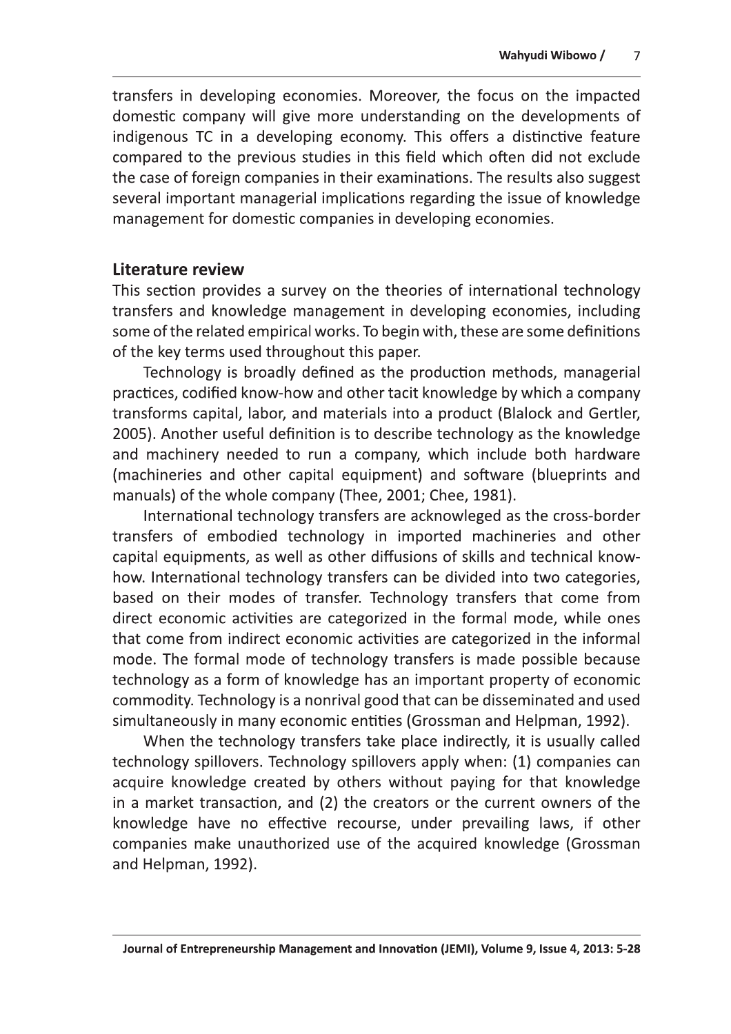transfers in developing economies. Moreover, the focus on the impacted domestic company will give more understanding on the developments of indigenous TC in a developing economy. This offers a distinctive feature compared to the previous studies in this field which often did not exclude the case of foreign companies in their examinations. The results also suggest several important managerial implications regarding the issue of knowledge management for domestic companies in developing economies.

## Literature review

This section provides a survey on the theories of international technology transfers and knowledge management in developing economies, including some of the related empirical works. To begin with, these are some definitions of the key terms used throughout this paper.

Technology is broadly defined as the production methods, managerial practices, codified know-how and other tacit knowledge by which a company transforms capital, labor, and materials into a product (Blalock and Gertler, 2005). Another useful definition is to describe technology as the knowledge and machinery needed to run a company, which include both hardware (machineries and other capital equipment) and software (blueprints and manuals) of the whole company (Thee, 2001; Chee, 1981).

International technology transfers are acknowleged as the cross-border transfers of embodied technology in imported machineries and other capital equipments, as well as other diffusions of skills and technical know-how. International technology transfers can be divided into two categories, based on their modes of transfer. Technology transfers that come from direct economic activities are categorized in the formal mode, while ones that come from indirect economic activities are categorized in the informal mode. The formal mode of technology transfers is made possible because technology as a form of knowledge has an important property of economic commodity. Technology is a nonrival good that can be disseminated and used simultaneously in many economic entities (Grossman and Helpman, 1992).

When the technology transfers take place indirectly, it is usually called technology spillovers. Technology spillovers apply when: (1) companies can acquire knowledge created by others without paying for that knowledge in a market transaction, and (2) the creators or the current owners of the knowledge have no effective recourse, under prevailing laws, if other companies make unauthorized use of the acquired knowledge (Grossman and Helpman, 1992).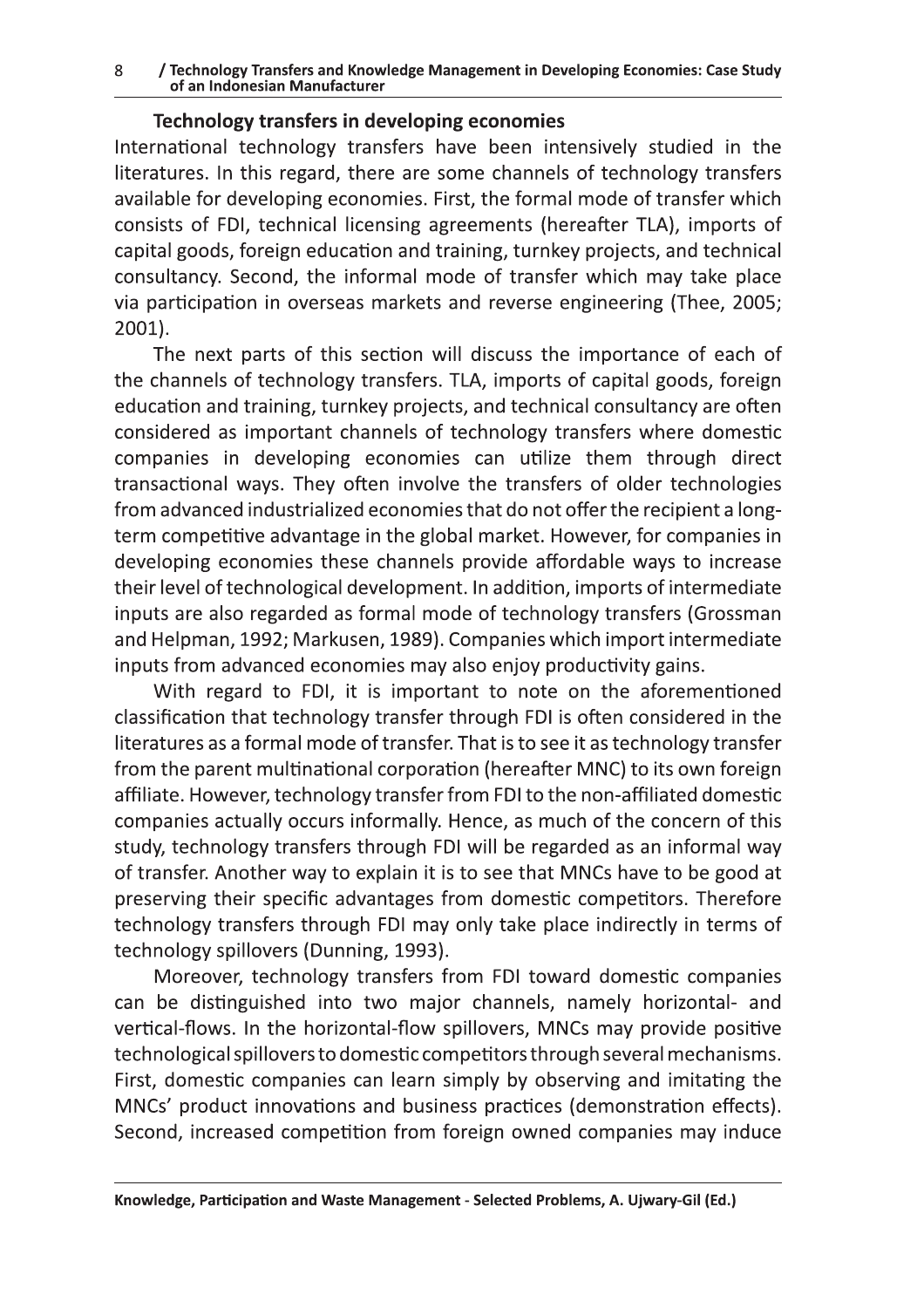### Technology transfers in developing economies

International technology transfers have been intensively studied in the literatures. In this regard, there are some channels of technology transfers available for developing economies. First, the formal mode of transfer which consists of FDI, technical licensing agreements (hereafter TLA), imports of capital goods, foreign education and training, turnkey projects, and technical consultancy. Second, the informal mode of transfer which may take place via participation in overseas markets and reverse engineering (Thee, 2005; 2001).

The next parts of this section will discuss the importance of each of the channels of technology transfers. TLA, imports of capital goods, foreign education and training, turnkey projects, and technical consultancy are often considered as important channels of technology transfers where domestic companies in developing economies can utilize them through direct transactional ways. They often involve the transfers of older technologies from advanced industrialized economies that do not offer the recipient a long-term competitive advantage in the global market. However, for companies in developing economies these channels provide affordable ways to increase their level of technological development. In addition, imports of intermediate inputs are also regarded as formal mode of technology transfers (Grossman and Helpman, 1992; Markusen, 1989). Companies which import intermediate inputs from advanced economies may also enjoy productivity gains.

With regard to FDI, it is important to note on the aforementioned classification that technology transfer through FDI is often considered in the literatures as a formal mode of transfer. That is to see it as technology transfer from the parent multinational corporation (hereafter MNC) to its own foreign affiliate. However, technology transfer from FDI to the non-affiliated domestic companies actually occurs informally. Hence, as much of the concern of this study, technology transfers through FDI will be regarded as an informal way of transfer. Another way to explain it is to see that MNCs have to be good at preserving their specific advantages from domestic competitors. Therefore technology transfers through FDI may only take place indirectly in terms of technology spillovers (Dunning, 1993).

Moreover, technology transfers from FDI toward domestic companies can be distinguished into two major channels, namely horizontal- and vertical-flows. In the horizontal-flow spillovers, MNCs may provide positive technological spillovers to domestic competitors through several mechanisms. First, domestic companies can learn simply by observing and imitating the MNCs' product innovations and business practices (demonstration effects). Second, increased competition from foreign owned companies may induce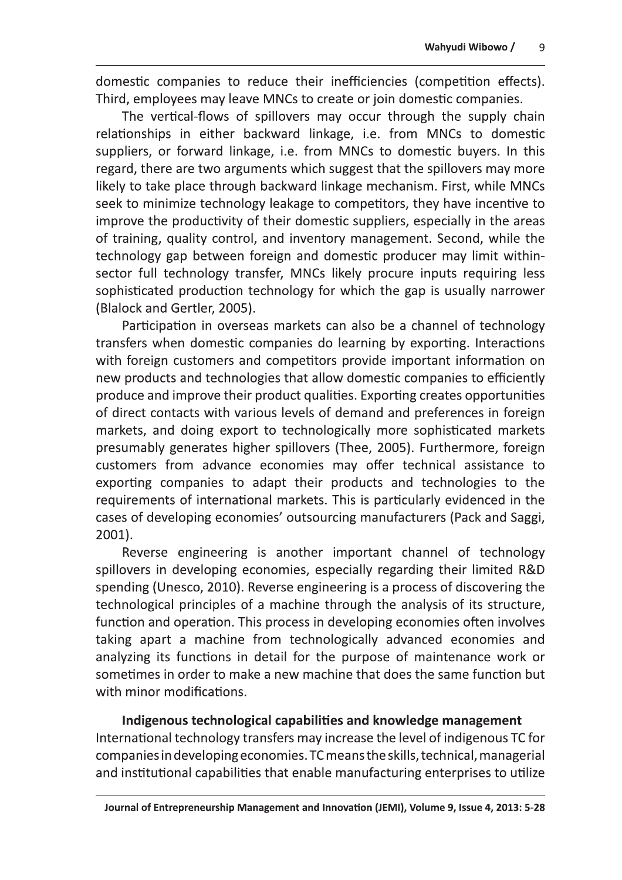domestic companies to reduce their inefficiencies (competition effects). Third, employees may leave MNCs to create or join domestic companies.

The vertical-flows of spillovers may occur through the supply chain relationships in either backward linkage, i.e. from MNCs to domestic suppliers, or forward linkage, i.e. from MNCs to domestic buyers. In this regard, there are two arguments which suggest that the spillovers may more likely to take place through backward linkage mechanism. First, while MNCs seek to minimize technology leakage to competitors, they have incentive to improve the productivity of their domestic suppliers, especially in the areas of training, quality control, and inventory management. Second, while the technology gap between foreign and domestic producer may limit within-sector full technology transfer, MNCs likely procure inputs requiring less sophisticated production technology for which the gap is usually narrower (Blalock and Gertler, 2005).

Participation in overseas markets can also be a channel of technology transfers when domestic companies do learning by exporting. Interactions with foreign customers and competitors provide important information on new products and technologies that allow domestic companies to efficiently produce and improve their product qualities. Exporting creates opportunities of direct contacts with various levels of demand and preferences in foreign markets, and doing export to technologically more sophisticated markets presumably generates higher spillovers (Thee, 2005). Furthermore, foreign customers from advance economies may offer technical assistance to exporting companies to adapt their products and technologies to the requirements of international markets. This is particularly evidenced in the cases of developing economies' outsourcing manufacturers (Pack and Saggi, 2001).

Reverse engineering is another important channel of technology spillovers in developing economies, especially regarding their limited R&D spending (Unesco, 2010). Reverse engineering is a process of discovering the technological principles of a machine through the analysis of its structure, function and operation. This process in developing economies often involves taking apart a machine from technologically advanced economies and analyzing its functions in detail for the purpose of maintenance work or sometimes in order to make a new machine that does the same function but with minor modifications.

**Indigenous technological capabilities and knowledge management**

International technology transfers may increase the level of indigenous TC for companies in developing economies. TC means the skills, technical, managerial and institutional capabilities that enable manufacturing enterprises to utilize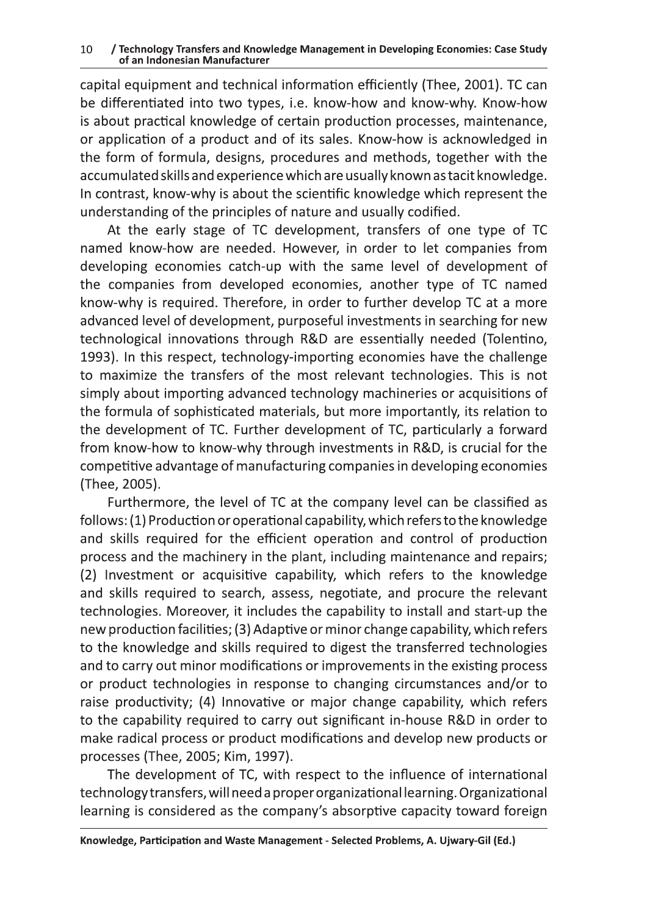capital equipment and technical information efficiently (Thee, 2001). TC can be differentiated into two types, i.e. know-how and know-why. Know-how is about practical knowledge of certain production processes, maintenance, or application of a product and of its sales. Know-how is acknowledged in the form of formula, designs, procedures and methods, together with the accumulated skills and experience which are usually known as tacit knowledge. In contrast, know-why is about the scientific knowledge which represent the understanding of the principles of nature and usually codified.

At the early stage of TC development, transfers of one type of TC named know-how are needed. However, in order to let companies from developing economies catch-up with the same level of development of the companies from developed economies, another type of TC named know-why is required. Therefore, in order to further develop TC at a more advanced level of development, purposeful investments in searching for new technological innovations through R&D are essentially needed (Tolentino, 1993). In this respect, technology-importing economies have the challenge to maximize the transfers of the most relevant technologies. This is not simply about importing advanced technology machineries or acquisitions of the formula of sophisticated materials, but more importantly, its relation to the development of TC. Further development of TC, particularly a forward from know-how to know-why through investments in R&D, is crucial for the competitive advantage of manufacturing companies in developing economies (Thee, 2005).

Furthermore, the level of TC at the company level can be classified as follows: (1) Production or operational capability, which refers to the knowledge and skills required for the efficient operation and control of production process and the machinery in the plant, including maintenance and repairs; (2) Investment or acquisitive capability, which refers to the knowledge and skills required to search, assess, negotiate, and procure the relevant technologies. Moreover, it includes the capability to install and start-up the new production facilities; (3) Adaptive or minor change capability, which refers to the knowledge and skills required to digest the transferred technologies and to carry out minor modifications or improvements in the existing process or product technologies in response to changing circumstances and/or to raise productivity; (4) Innovative or major change capability, which refers to the capability required to carry out significant in-house R&D in order to make radical process or product modifications and develop new products or processes (Thee, 2005; Kim, 1997).

The development of TC, with respect to the influence of international technology transfers, will need a proper organizational learning. Organizational learning is considered as the company's absorptive capacity toward foreign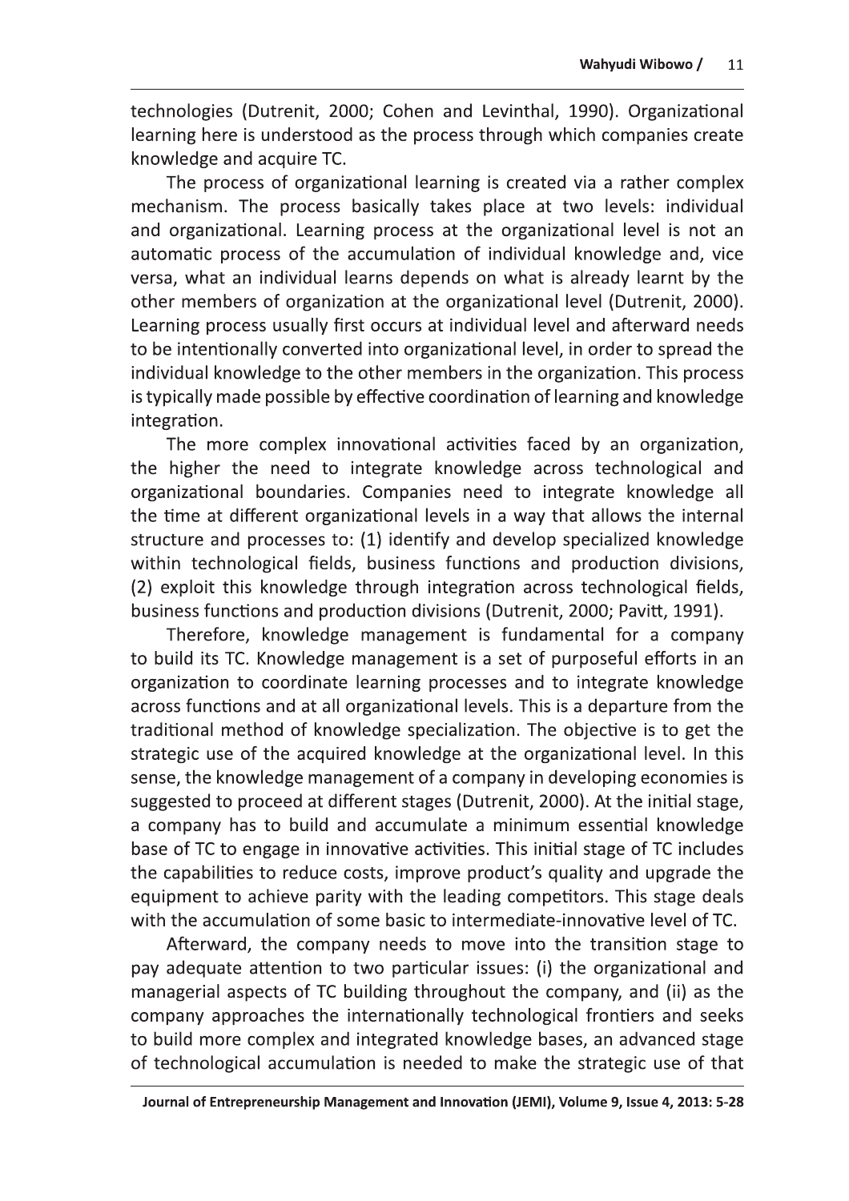technologies (Dutrenit, 2000; Cohen and Levinthal, 1990). Organizational learning here is understood as the process through which companies create knowledge and acquire TC.

The process of organizational learning is created via a rather complex mechanism. The process basically takes place at two levels: individual and organizational. Learning process at the organizational level is not an automatic process of the accumulation of individual knowledge and, vice versa, what an individual learns depends on what is already learnt by the other members of organization at the organizational level (Dutrenit, 2000). Learning process usually first occurs at individual level and afterward needs to be intentionally converted into organizational level, in order to spread the individual knowledge to the other members in the organization. This process is typically made possible by effective coordination of learning and knowledge integration.

The more complex innovational activities faced by an organization, the higher the need to integrate knowledge across technological and organizational boundaries. Companies need to integrate knowledge all the time at different organizational levels in a way that allows the internal structure and processes to: (1) identify and develop specialized knowledge within technological fields, business functions and production divisions, (2) exploit this knowledge through integration across technological fields, business functions and production divisions (Dutrenit, 2000; Pavitt, 1991).

Therefore, knowledge management is fundamental for a company to build its TC. Knowledge management is a set of purposeful efforts in an organization to coordinate learning processes and to integrate knowledge across functions and at all organizational levels. This is a departure from the traditional method of knowledge specialization. The objective is to get the strategic use of the acquired knowledge at the organizational level. In this sense, the knowledge management of a company in developing economies is suggested to proceed at different stages (Dutrenit, 2000). At the initial stage, a company has to build and accumulate a minimum essential knowledge base of TC to engage in innovative activities. This initial stage of TC includes the capabilities to reduce costs, improve product's quality and upgrade the equipment to achieve parity with the leading competitors. This stage deals with the accumulation of some basic to intermediate-innovative level of TC.

Afterward, the company needs to move into the transition stage to pay adequate attention to two particular issues: (i) the organizational and managerial aspects of TC building throughout the company, and (ii) as the company approaches the internationally technological frontiers and seeks to build more complex and integrated knowledge bases, an advanced stage of technological accumulation is needed to make the strategic use of that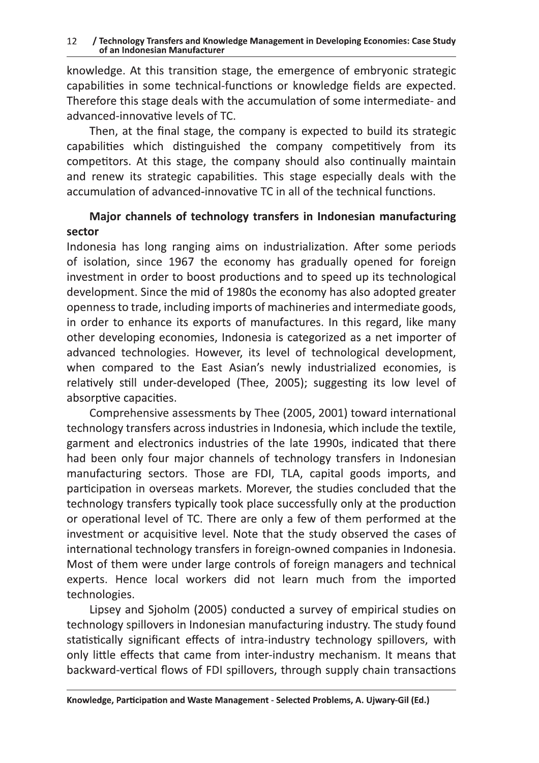knowledge. At this transition stage, the emergence of embryonic strategic capabilities in some technical-functions or knowledge fields are expected. Therefore this stage deals with the accumulation of some intermediate- and advanced-innovative levels of TC.

Then, at the final stage, the company is expected to build its strategic capabilities which distinguished the company competitively from its competitors. At this stage, the company should also continually maintain and renew its strategic capabilities. This stage especially deals with the accumulation of advanced-innovative TC in all of the technical functions.

### Major channels of technology transfers in Indonesian manufacturing sector

Indonesia has long ranging aims on industrialization. After some periods of isolation, since 1967 the economy has gradually opened for foreign investment in order to boost productions and to speed up its technological development. Since the mid of 1980s the economy has also adopted greater openness to trade, including imports of machineries and intermediate goods, in order to enhance its exports of manufactures. In this regard, like many other developing economies, Indonesia is categorized as a net importer of advanced technologies. However, its level of technological development, when compared to the East Asian's newly industrialized economies, is relatively still under-developed (Thee, 2005); suggesting its low level of absorptive capacities.

Comprehensive assessments by Thee (2005, 2001) toward international technology transfers across industries in Indonesia, which include the textile, garment and electronics industries of the late 1990s, indicated that there had been only four major channels of technology transfers in Indonesian manufacturing sectors. Those are FDI, TLA, capital goods imports, and participation in overseas markets. Morever, the studies concluded that the technology transfers typically took place successfully only at the production or operational level of TC. There are only a few of them performed at the investment or acquisitive level. Note that the study observed the cases of international technology transfers in foreign-owned companies in Indonesia. Most of them were under large controls of foreign managers and technical experts. Hence local workers did not learn much from the imported technologies.

Lipsey and Sjoholm (2005) conducted a survey of empirical studies on technology spillovers in Indonesian manufacturing industry. The study found statistically significant effects of intra-industry technology spillovers, with only little effects that came from inter-industry mechanism. It means that backward-vertical flows of FDI spillovers, through supply chain transactions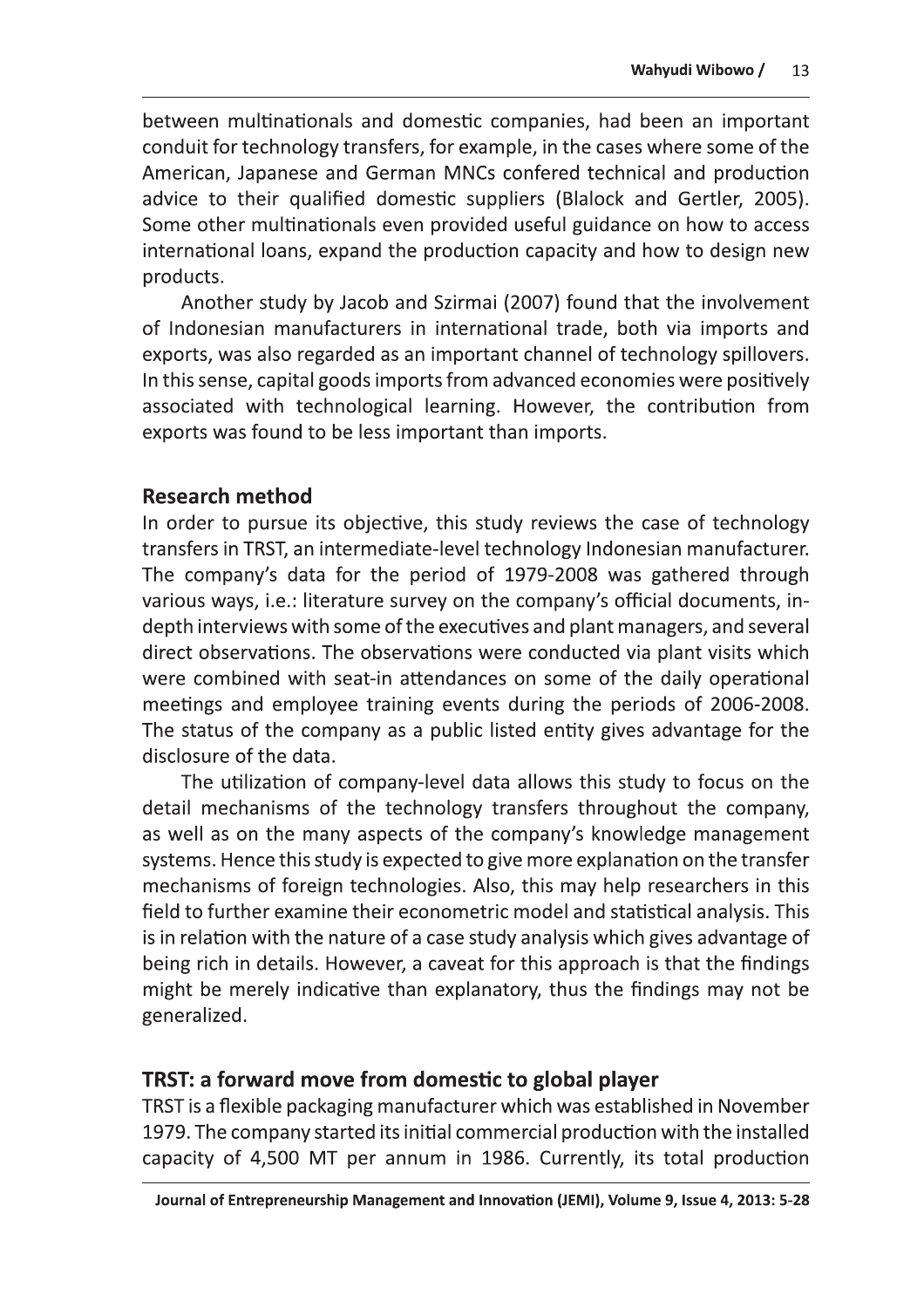between multinationals and domestic companies, had been an important conduit for technology transfers, for example, in the cases where some of the American, Japanese and German MNCs confered technical and production advice to their qualified domestic suppliers (Blalock and Gertler, 2005). Some other multinationals even provided useful guidance on how to access international loans, expand the production capacity and how to design new products.

Another study by Jacob and Szirmai (2007) found that the involvement of Indonesian manufacturers in international trade, both via imports and exports, was also regarded as an important channel of technology spillovers. In this sense, capital goods imports from advanced economies were positively associated with technological learning. However, the contribution from exports was found to be less important than imports.

## Research method

In order to pursue its objective, this study reviews the case of technology transfers in TRST, an intermediate-level technology Indonesian manufacturer. The company's data for the period of 1979-2008 was gathered through various ways, i.e.: literature survey on the company's official documents, in-depth interviews with some of the executives and plant managers, and several direct observations. The observations were conducted via plant visits which were combined with seat-in attendances on some of the daily operational meetings and employee training events during the periods of 2006-2008. The status of the company as a public listed entity gives advantage for the disclosure of the data.

The utilization of company-level data allows this study to focus on the detail mechanisms of the technology transfers throughout the company, as well as on the many aspects of the company's knowledge management systems. Hence this study is expected to give more explanation on the transfer mechanisms of foreign technologies. Also, this may help researchers in this field to further examine their econometric model and statistical analysis. This is in relation with the nature of a case study analysis which gives advantage of being rich in details. However, a caveat for this approach is that the findings might be merely indicative than explanatory, thus the findings may not be generalized.

## TRST: a forward move from domestic to global player

TRST is a flexible packaging manufacturer which was established in November 1979. The company started its initial commercial production with the installed capacity of 4,500 MT per annum in 1986. Currently, its total production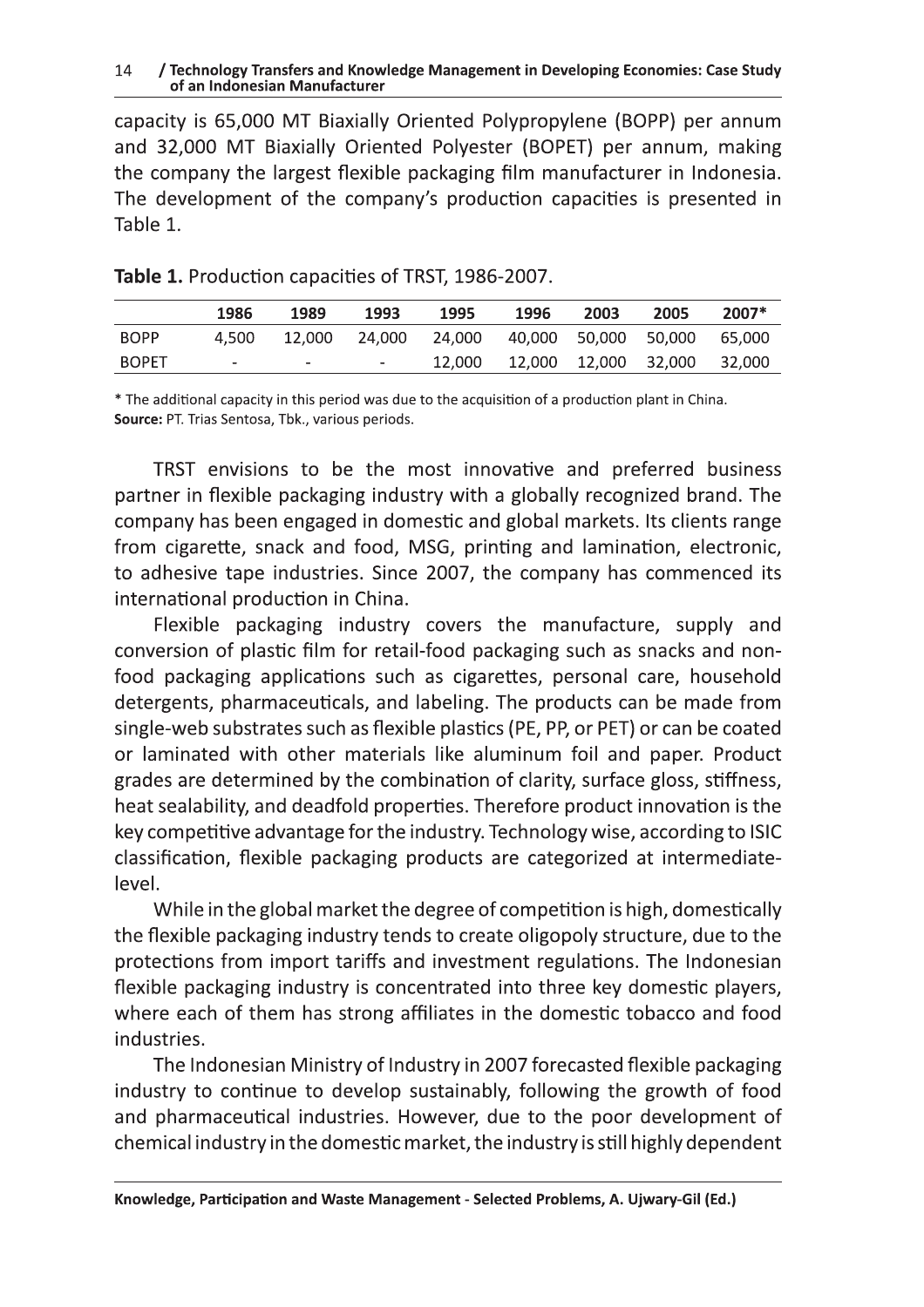capacity is 65,000 MT Biaxially Oriented Polypropylene (BOPP) per annum and 32,000 MT Biaxially Oriented Polyester (BOPET) per annum, making the company the largest flexible packaging film manufacturer in Indonesia. The development of the company's production capacities is presented in Table 1.

**Table 1.** Production capacities of TRST, 1986-2007.

| | 1986 | 1989 | 1993 | 1995 | 1996 | 2003 | 2005 | 2007* |
|---|---|---|---|---|---|---|---|---|
| BOPP | 4,500 | 12,000 | 24,000 | 24,000 | 40,000 | 50,000 | 50,000 | 65,000 |
| BOPET | - | - | - | 12,000 | 12,000 | 12,000 | 32,000 | 32,000 |

* The additional capacity in this period was due to the acquisition of a production plant in China.
**Source:** PT. Trias Sentosa, Tbk., various periods.

TRST envisions to be the most innovative and preferred business partner in flexible packaging industry with a globally recognized brand. The company has been engaged in domestic and global markets. Its clients range from cigarette, snack and food, MSG, printing and lamination, electronic, to adhesive tape industries. Since 2007, the company has commenced its international production in China.

Flexible packaging industry covers the manufacture, supply and conversion of plastic film for retail-food packaging such as snacks and non-food packaging applications such as cigarettes, personal care, household detergents, pharmaceuticals, and labeling. The products can be made from single-web substrates such as flexible plastics (PE, PP, or PET) or can be coated or laminated with other materials like aluminum foil and paper. Product grades are determined by the combination of clarity, surface gloss, stiffness, heat sealability, and deadfold properties. Therefore product innovation is the key competitive advantage for the industry. Technology wise, according to ISIC classification, flexible packaging products are categorized at intermediate-level.

While in the global market the degree of competition is high, domestically the flexible packaging industry tends to create oligopoly structure, due to the protections from import tariffs and investment regulations. The Indonesian flexible packaging industry is concentrated into three key domestic players, where each of them has strong affiliates in the domestic tobacco and food industries.

The Indonesian Ministry of Industry in 2007 forecasted flexible packaging industry to continue to develop sustainably, following the growth of food and pharmaceutical industries. However, due to the poor development of chemical industry in the domestic market, the industry is still highly dependent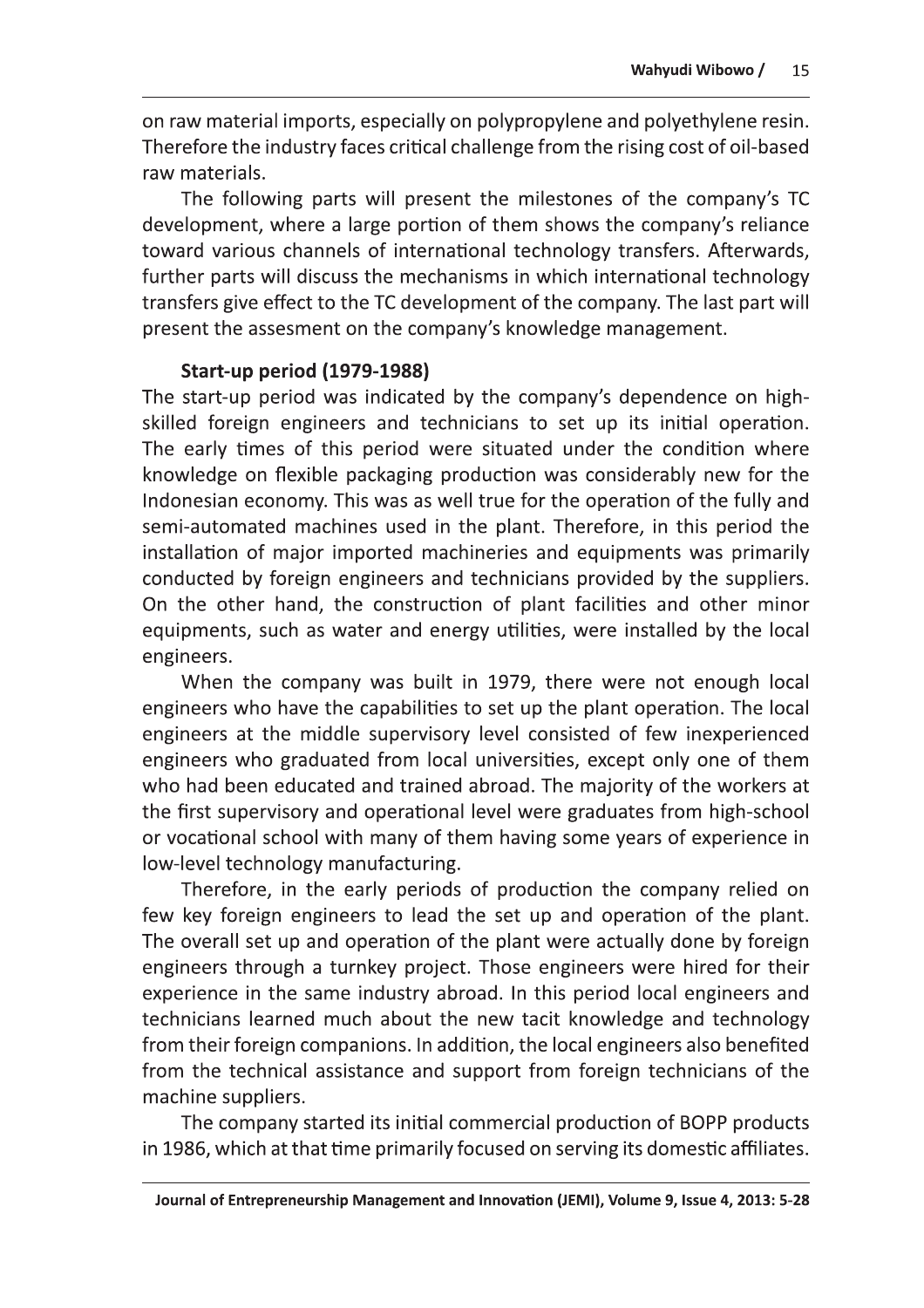on raw material imports, especially on polypropylene and polyethylene resin. Therefore the industry faces critical challenge from the rising cost of oil-based raw materials.

The following parts will present the milestones of the company's TC development, where a large portion of them shows the company's reliance toward various channels of international technology transfers. Afterwards, further parts will discuss the mechanisms in which international technology transfers give effect to the TC development of the company. The last part will present the assesment on the company's knowledge management.

### Start-up period (1979-1988)

The start-up period was indicated by the company's dependence on high-skilled foreign engineers and technicians to set up its initial operation. The early times of this period were situated under the condition where knowledge on flexible packaging production was considerably new for the Indonesian economy. This was as well true for the operation of the fully and semi-automated machines used in the plant. Therefore, in this period the installation of major imported machineries and equipments was primarily conducted by foreign engineers and technicians provided by the suppliers. On the other hand, the construction of plant facilities and other minor equipments, such as water and energy utilities, were installed by the local engineers.

When the company was built in 1979, there were not enough local engineers who have the capabilities to set up the plant operation. The local engineers at the middle supervisory level consisted of few inexperienced engineers who graduated from local universities, except only one of them who had been educated and trained abroad. The majority of the workers at the first supervisory and operational level were graduates from high-school or vocational school with many of them having some years of experience in low-level technology manufacturing.

Therefore, in the early periods of production the company relied on few key foreign engineers to lead the set up and operation of the plant. The overall set up and operation of the plant were actually done by foreign engineers through a turnkey project. Those engineers were hired for their experience in the same industry abroad. In this period local engineers and technicians learned much about the new tacit knowledge and technology from their foreign companions. In addition, the local engineers also benefited from the technical assistance and support from foreign technicians of the machine suppliers.

The company started its initial commercial production of BOPP products in 1986, which at that time primarily focused on serving its domestic affiliates.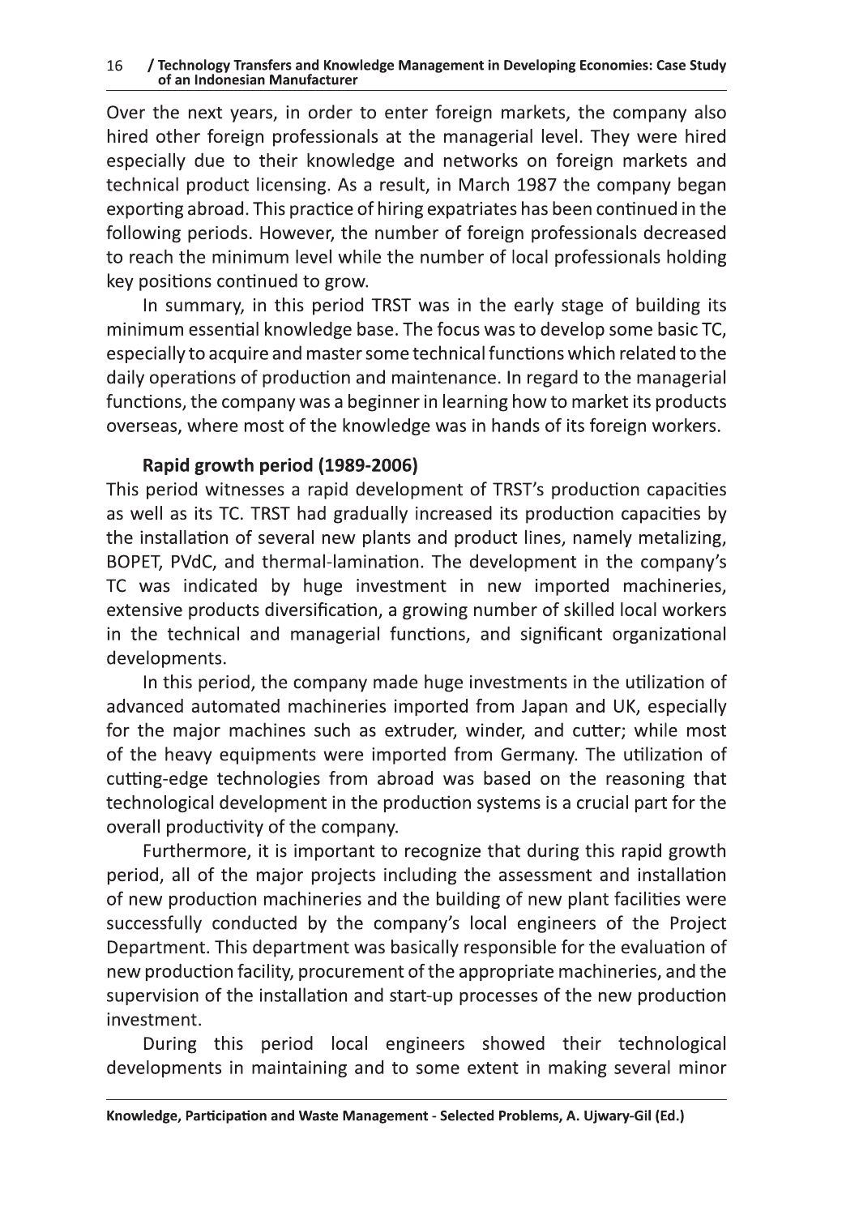Over the next years, in order to enter foreign markets, the company also hired other foreign professionals at the managerial level. They were hired especially due to their knowledge and networks on foreign markets and technical product licensing. As a result, in March 1987 the company began exporting abroad. This practice of hiring expatriates has been continued in the following periods. However, the number of foreign professionals decreased to reach the minimum level while the number of local professionals holding key positions continued to grow.

In summary, in this period TRST was in the early stage of building its minimum essential knowledge base. The focus was to develop some basic TC, especially to acquire and master some technical functions which related to the daily operations of production and maintenance. In regard to the managerial functions, the company was a beginner in learning how to market its products overseas, where most of the knowledge was in hands of its foreign workers.

### Rapid growth period (1989-2006)

This period witnesses a rapid development of TRST's production capacities as well as its TC. TRST had gradually increased its production capacities by the installation of several new plants and product lines, namely metalizing, BOPET, PVdC, and thermal-lamination. The development in the company's TC was indicated by huge investment in new imported machineries, extensive products diversification, a growing number of skilled local workers in the technical and managerial functions, and significant organizational developments.

In this period, the company made huge investments in the utilization of advanced automated machineries imported from Japan and UK, especially for the major machines such as extruder, winder, and cutter; while most of the heavy equipments were imported from Germany. The utilization of cutting-edge technologies from abroad was based on the reasoning that technological development in the production systems is a crucial part for the overall productivity of the company.

Furthermore, it is important to recognize that during this rapid growth period, all of the major projects including the assessment and installation of new production machineries and the building of new plant facilities were successfully conducted by the company's local engineers of the Project Department. This department was basically responsible for the evaluation of new production facility, procurement of the appropriate machineries, and the supervision of the installation and start-up processes of the new production investment.

During this period local engineers showed their technological developments in maintaining and to some extent in making several minor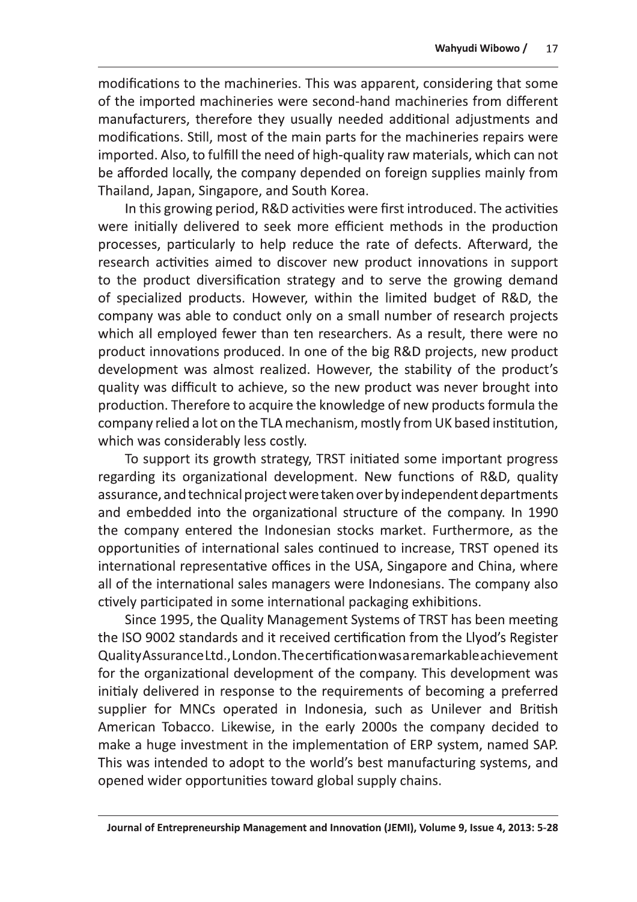modifications to the machineries. This was apparent, considering that some of the imported machineries were second-hand machineries from different manufacturers, therefore they usually needed additional adjustments and modifications. Still, most of the main parts for the machineries repairs were imported. Also, to fulfill the need of high-quality raw materials, which can not be afforded locally, the company depended on foreign supplies mainly from Thailand, Japan, Singapore, and South Korea.

In this growing period, R&D activities were first introduced. The activities were initially delivered to seek more efficient methods in the production processes, particularly to help reduce the rate of defects. Afterward, the research activities aimed to discover new product innovations in support to the product diversification strategy and to serve the growing demand of specialized products. However, within the limited budget of R&D, the company was able to conduct only on a small number of research projects which all employed fewer than ten researchers. As a result, there were no product innovations produced. In one of the big R&D projects, new product development was almost realized. However, the stability of the product's quality was difficult to achieve, so the new product was never brought into production. Therefore to acquire the knowledge of new products formula the company relied a lot on the TLA mechanism, mostly from UK based institution, which was considerably less costly.

To support its growth strategy, TRST initiated some important progress regarding its organizational development. New functions of R&D, quality assurance, and technical project were taken over by independent departments and embedded into the organizational structure of the company. In 1990 the company entered the Indonesian stocks market. Furthermore, as the opportunities of international sales continued to increase, TRST opened its international representative offices in the USA, Singapore and China, where all of the international sales managers were Indonesians. The company also ctively participated in some international packaging exhibitions.

Since 1995, the Quality Management Systems of TRST has been meeting the ISO 9002 standards and it received certification from the Llyod's Register Quality Assurance Ltd., London. The certification was a remarkable achievement for the organizational development of the company. This development was initialy delivered in response to the requirements of becoming a preferred supplier for MNCs operated in Indonesia, such as Unilever and British American Tobacco. Likewise, in the early 2000s the company decided to make a huge investment in the implementation of ERP system, named SAP. This was intended to adopt to the world's best manufacturing systems, and opened wider opportunities toward global supply chains.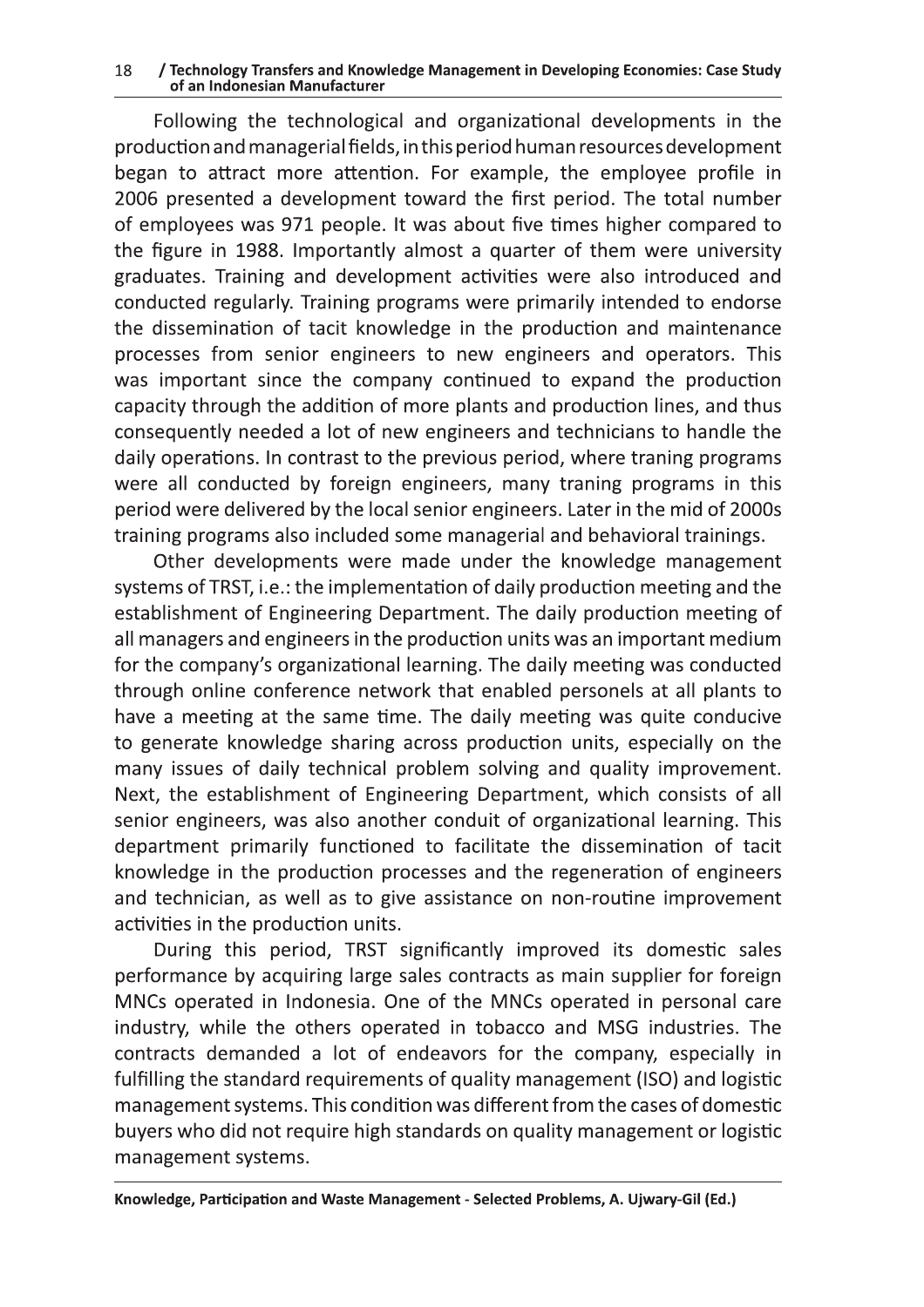Following the technological and organizational developments in the production and managerial fields, in this period human resources development began to attract more attention. For example, the employee profile in 2006 presented a development toward the first period. The total number of employees was 971 people. It was about five times higher compared to the figure in 1988. Importantly almost a quarter of them were university graduates. Training and development activities were also introduced and conducted regularly. Training programs were primarily intended to endorse the dissemination of tacit knowledge in the production and maintenance processes from senior engineers to new engineers and operators. This was important since the company continued to expand the production capacity through the addition of more plants and production lines, and thus consequently needed a lot of new engineers and technicians to handle the daily operations. In contrast to the previous period, where traning programs were all conducted by foreign engineers, many traning programs in this period were delivered by the local senior engineers. Later in the mid of 2000s training programs also included some managerial and behavioral trainings.

Other developments were made under the knowledge management systems of TRST, i.e.: the implementation of daily production meeting and the establishment of Engineering Department. The daily production meeting of all managers and engineers in the production units was an important medium for the company's organizational learning. The daily meeting was conducted through online conference network that enabled personels at all plants to have a meeting at the same time. The daily meeting was quite conducive to generate knowledge sharing across production units, especially on the many issues of daily technical problem solving and quality improvement. Next, the establishment of Engineering Department, which consists of all senior engineers, was also another conduit of organizational learning. This department primarily functioned to facilitate the dissemination of tacit knowledge in the production processes and the regeneration of engineers and technician, as well as to give assistance on non-routine improvement activities in the production units.

During this period, TRST significantly improved its domestic sales performance by acquiring large sales contracts as main supplier for foreign MNCs operated in Indonesia. One of the MNCs operated in personal care industry, while the others operated in tobacco and MSG industries. The contracts demanded a lot of endeavors for the company, especially in fulfilling the standard requirements of quality management (ISO) and logistic management systems. This condition was different from the cases of domestic buyers who did not require high standards on quality management or logistic management systems.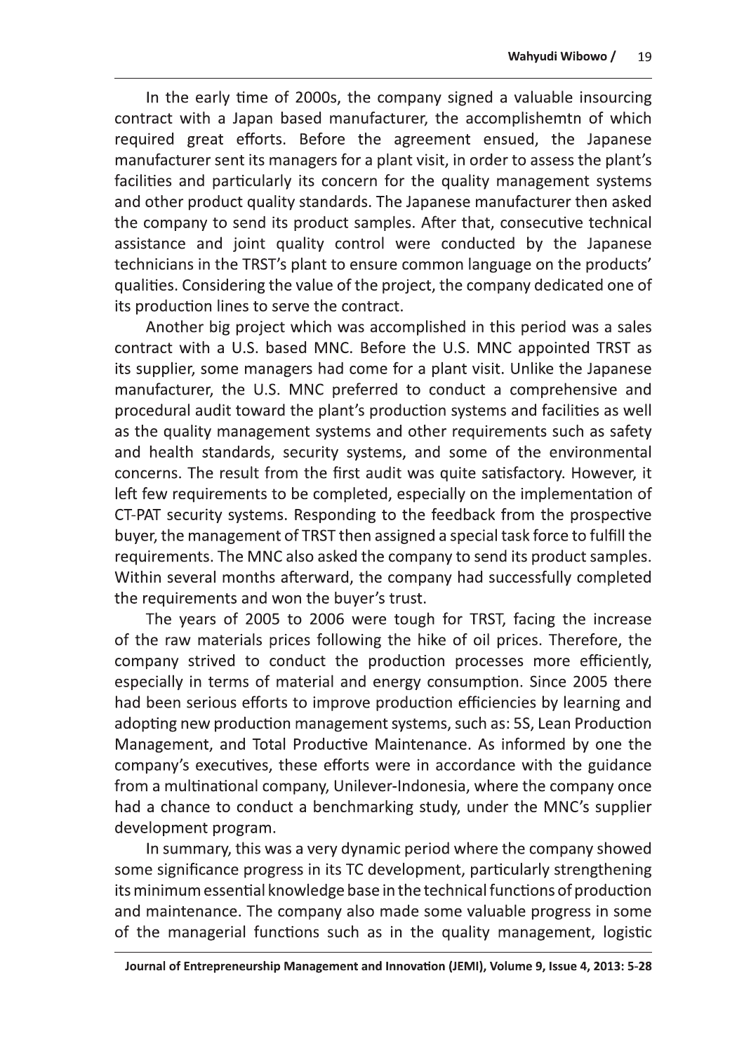In the early time of 2000s, the company signed a valuable insourcing contract with a Japan based manufacturer, the accomplishemtn of which required great efforts. Before the agreement ensued, the Japanese manufacturer sent its managers for a plant visit, in order to assess the plant's facilities and particularly its concern for the quality management systems and other product quality standards. The Japanese manufacturer then asked the company to send its product samples. After that, consecutive technical assistance and joint quality control were conducted by the Japanese technicians in the TRST's plant to ensure common language on the products' qualities. Considering the value of the project, the company dedicated one of its production lines to serve the contract.

Another big project which was accomplished in this period was a sales contract with a U.S. based MNC. Before the U.S. MNC appointed TRST as its supplier, some managers had come for a plant visit. Unlike the Japanese manufacturer, the U.S. MNC preferred to conduct a comprehensive and procedural audit toward the plant's production systems and facilities as well as the quality management systems and other requirements such as safety and health standards, security systems, and some of the environmental concerns. The result from the first audit was quite satisfactory. However, it left few requirements to be completed, especially on the implementation of CT-PAT security systems. Responding to the feedback from the prospective buyer, the management of TRST then assigned a special task force to fulfill the requirements. The MNC also asked the company to send its product samples. Within several months afterward, the company had successfully completed the requirements and won the buyer's trust.

The years of 2005 to 2006 were tough for TRST, facing the increase of the raw materials prices following the hike of oil prices. Therefore, the company strived to conduct the production processes more efficiently, especially in terms of material and energy consumption. Since 2005 there had been serious efforts to improve production efficiencies by learning and adopting new production management systems, such as: 5S, Lean Production Management, and Total Productive Maintenance. As informed by one the company's executives, these efforts were in accordance with the guidance from a multinational company, Unilever-Indonesia, where the company once had a chance to conduct a benchmarking study, under the MNC's supplier development program.

In summary, this was a very dynamic period where the company showed some significance progress in its TC development, particularly strengthening its minimum essential knowledge base in the technical functions of production and maintenance. The company also made some valuable progress in some of the managerial functions such as in the quality management, logistic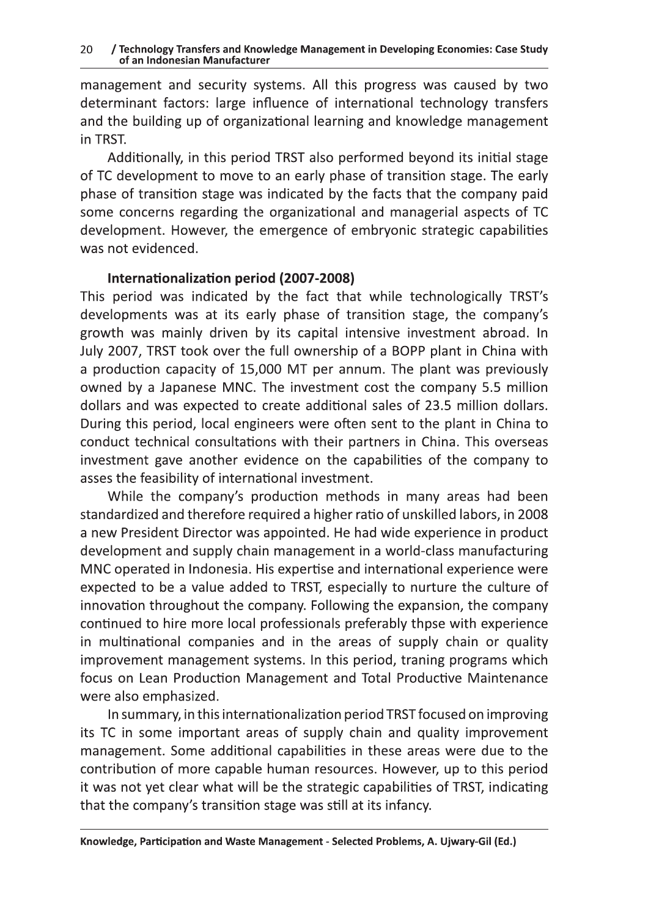management and security systems. All this progress was caused by two determinant factors: large influence of international technology transfers and the building up of organizational learning and knowledge management in TRST.

Additionally, in this period TRST also performed beyond its initial stage of TC development to move to an early phase of transition stage. The early phase of transition stage was indicated by the facts that the company paid some concerns regarding the organizational and managerial aspects of TC development. However, the emergence of embryonic strategic capabilities was not evidenced.

### Internationalization period (2007-2008)

This period was indicated by the fact that while technologically TRST's developments was at its early phase of transition stage, the company's growth was mainly driven by its capital intensive investment abroad. In July 2007, TRST took over the full ownership of a BOPP plant in China with a production capacity of 15,000 MT per annum. The plant was previously owned by a Japanese MNC. The investment cost the company 5.5 million dollars and was expected to create additional sales of 23.5 million dollars. During this period, local engineers were often sent to the plant in China to conduct technical consultations with their partners in China. This overseas investment gave another evidence on the capabilities of the company to asses the feasibility of international investment.

While the company's production methods in many areas had been standardized and therefore required a higher ratio of unskilled labors, in 2008 a new President Director was appointed. He had wide experience in product development and supply chain management in a world-class manufacturing MNC operated in Indonesia. His expertise and international experience were expected to be a value added to TRST, especially to nurture the culture of innovation throughout the company. Following the expansion, the company continued to hire more local professionals preferably thpse with experience in multinational companies and in the areas of supply chain or quality improvement management systems. In this period, traning programs which focus on Lean Production Management and Total Productive Maintenance were also emphasized.

In summary, in this internationalization period TRST focused on improving its TC in some important areas of supply chain and quality improvement management. Some additional capabilities in these areas were due to the contribution of more capable human resources. However, up to this period it was not yet clear what will be the strategic capabilities of TRST, indicating that the company's transition stage was still at its infancy.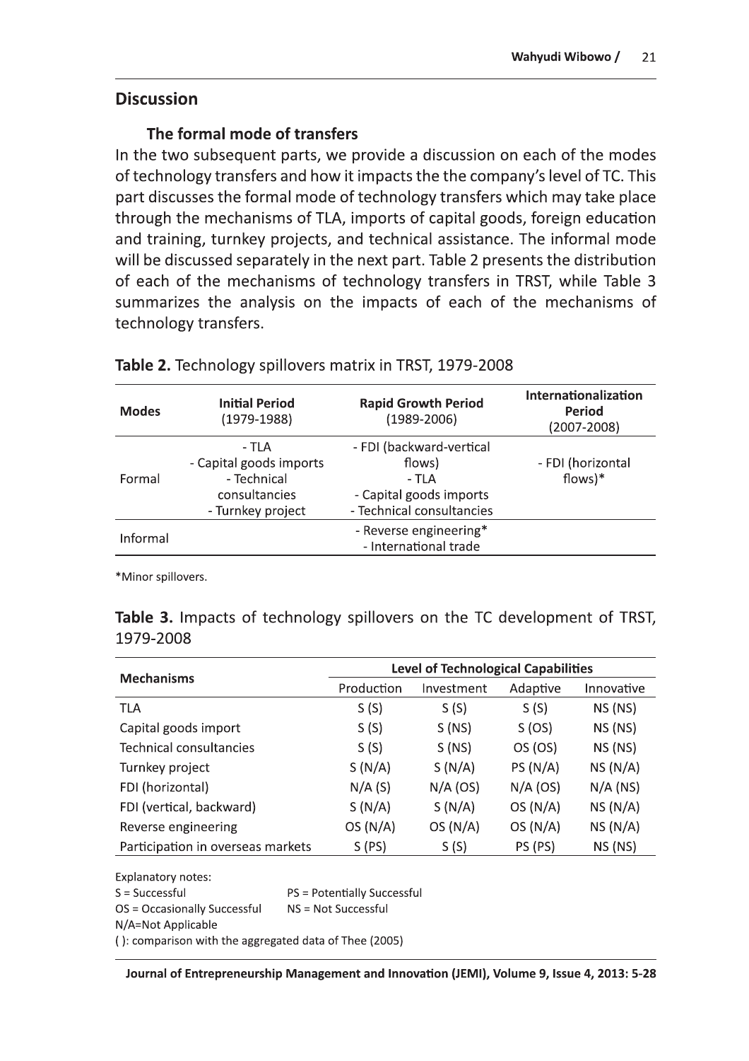## Discussion

### The formal mode of transfers

In the two subsequent parts, we provide a discussion on each of the modes of technology transfers and how it impacts the the company's level of TC. This part discusses the formal mode of technology transfers which may take place through the mechanisms of TLA, imports of capital goods, foreign education and training, turnkey projects, and technical assistance. The informal mode will be discussed separately in the next part. Table 2 presents the distribution of each of the mechanisms of technology transfers in TRST, while Table 3 summarizes the analysis on the impacts of each of the mechanisms of technology transfers.

**Table 2.** Technology spillovers matrix in TRST, 1979-2008

| Modes | Initial Period (1979-1988) | Rapid Growth Period (1989-2006) | Internationalization Period (2007-2008) |
|---|---|---|---|
| Formal | - TLA<br>- Capital goods imports<br>- Technical consultancies<br>- Turnkey project | - FDI (backward-vertical flows)<br>- TLA<br>- Capital goods imports<br>- Technical consultancies | - FDI (horizontal flows)* |
| Informal | | - Reverse engineering*<br>- International trade | |

*Minor spillovers.

**Table 3.** Impacts of technology spillovers on the TC development of TRST, 1979-2008

| Mechanisms | Level of Technological Capabilities | | | |
|---|---|---|---|---|
| | Production | Investment | Adaptive | Innovative |
| TLA | S (S) | S (S) | S (S) | NS (NS) |
| Capital goods import | S (S) | S (NS) | S (OS) | NS (NS) |
| Technical consultancies | S (S) | S (NS) | OS (OS) | NS (NS) |
| Turnkey project | S (N/A) | S (N/A) | PS (N/A) | NS (N/A) |
| FDI (horizontal) | N/A (S) | N/A (OS) | N/A (OS) | N/A (NS) |
| FDI (vertical, backward) | S (N/A) | S (N/A) | OS (N/A) | NS (N/A) |
| Reverse engineering | OS (N/A) | OS (N/A) | OS (N/A) | NS (N/A) |
| Participation in overseas markets | S (PS) | S (S) | PS (PS) | NS (NS) |

Explanatory notes:
S = Successful PS = Potentially Successful
OS = Occasionally Successful NS = Not Successful
N/A=Not Applicable
( ): comparison with the aggregated data of Thee (2005)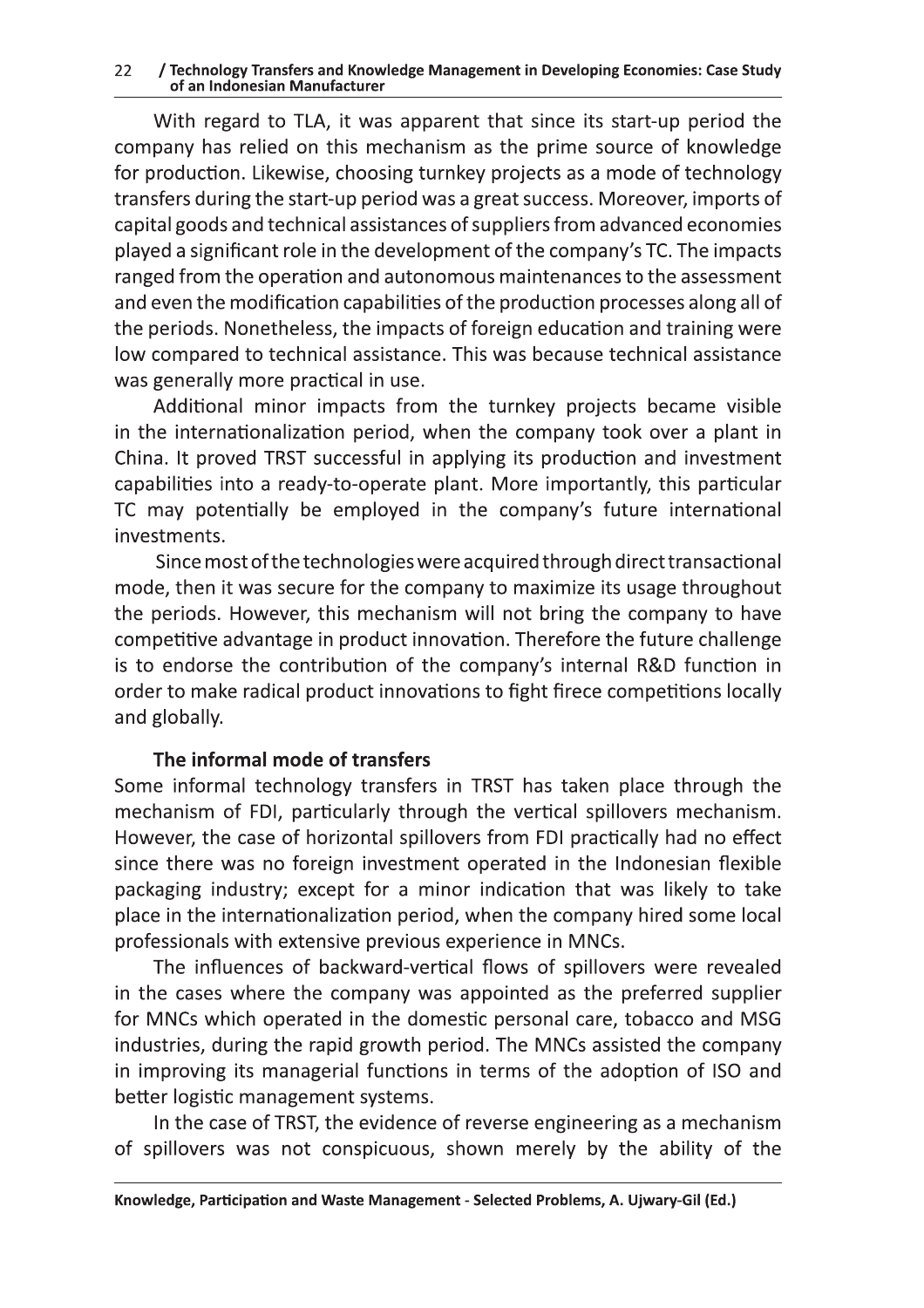With regard to TLA, it was apparent that since its start-up period the company has relied on this mechanism as the prime source of knowledge for production. Likewise, choosing turnkey projects as a mode of technology transfers during the start-up period was a great success. Moreover, imports of capital goods and technical assistances of suppliers from advanced economies played a significant role in the development of the company's TC. The impacts ranged from the operation and autonomous maintenances to the assessment and even the modification capabilities of the production processes along all of the periods. Nonetheless, the impacts of foreign education and training were low compared to technical assistance. This was because technical assistance was generally more practical in use.

Additional minor impacts from the turnkey projects became visible in the internationalization period, when the company took over a plant in China. It proved TRST successful in applying its production and investment capabilities into a ready-to-operate plant. More importantly, this particular TC may potentially be employed in the company's future international investments.

Since most of the technologies were acquired through direct transactional mode, then it was secure for the company to maximize its usage throughout the periods. However, this mechanism will not bring the company to have competitive advantage in product innovation. Therefore the future challenge is to endorse the contribution of the company's internal R&D function in order to make radical product innovations to fight firece competitions locally and globally.

### The informal mode of transfers

Some informal technology transfers in TRST has taken place through the mechanism of FDI, particularly through the vertical spillovers mechanism. However, the case of horizontal spillovers from FDI practically had no effect since there was no foreign investment operated in the Indonesian flexible packaging industry; except for a minor indication that was likely to take place in the internationalization period, when the company hired some local professionals with extensive previous experience in MNCs.

The influences of backward-vertical flows of spillovers were revealed in the cases where the company was appointed as the preferred supplier for MNCs which operated in the domestic personal care, tobacco and MSG industries, during the rapid growth period. The MNCs assisted the company in improving its managerial functions in terms of the adoption of ISO and better logistic management systems.

In the case of TRST, the evidence of reverse engineering as a mechanism of spillovers was not conspicuous, shown merely by the ability of the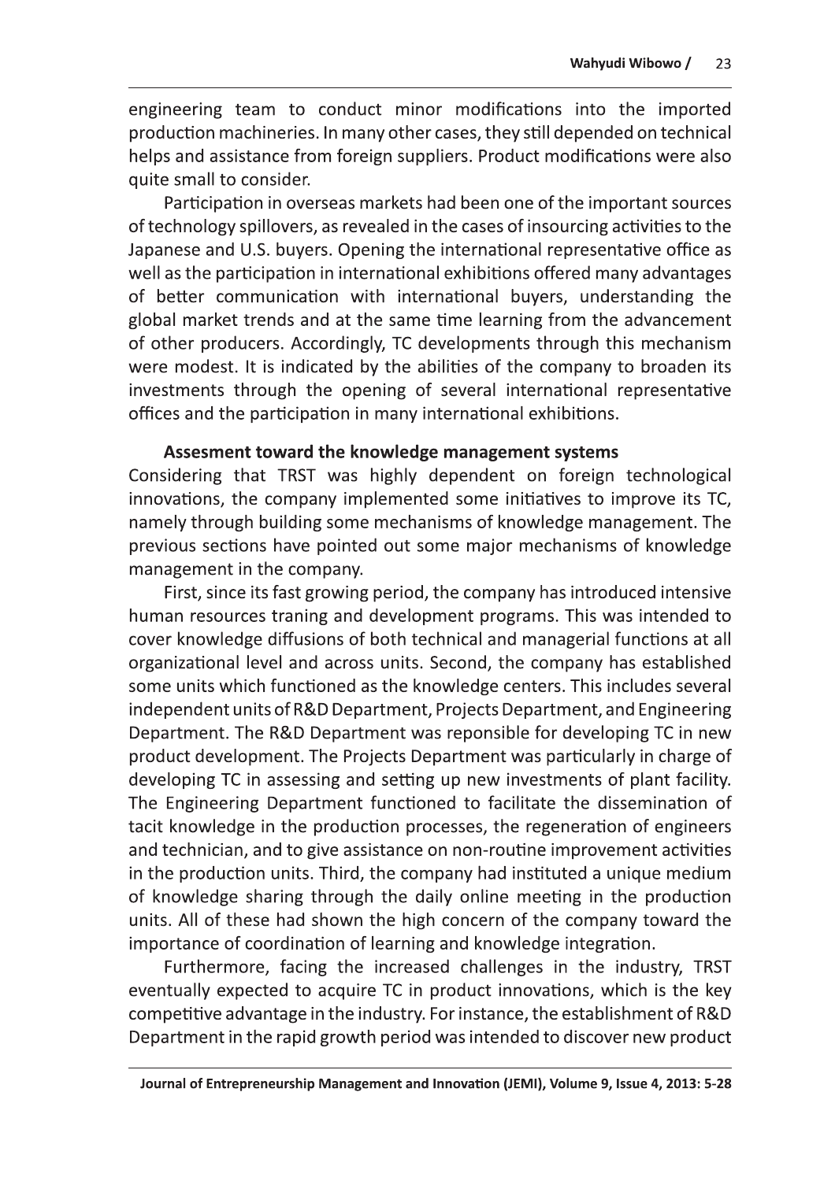engineering team to conduct minor modifications into the imported production machineries. In many other cases, they still depended on technical helps and assistance from foreign suppliers. Product modifications were also quite small to consider.

Participation in overseas markets had been one of the important sources of technology spillovers, as revealed in the cases of insourcing activities to the Japanese and U.S. buyers. Opening the international representative office as well as the participation in international exhibitions offered many advantages of better communication with international buyers, understanding the global market trends and at the same time learning from the advancement of other producers. Accordingly, TC developments through this mechanism were modest. It is indicated by the abilities of the company to broaden its investments through the opening of several international representative offices and the participation in many international exhibitions.

### Assesment toward the knowledge management systems

Considering that TRST was highly dependent on foreign technological innovations, the company implemented some initiatives to improve its TC, namely through building some mechanisms of knowledge management. The previous sections have pointed out some major mechanisms of knowledge management in the company.

First, since its fast growing period, the company has introduced intensive human resources traning and development programs. This was intended to cover knowledge diffusions of both technical and managerial functions at all organizational level and across units. Second, the company has established some units which functioned as the knowledge centers. This includes several independent units of R&D Department, Projects Department, and Engineering Department. The R&D Department was reponsible for developing TC in new product development. The Projects Department was particularly in charge of developing TC in assessing and setting up new investments of plant facility. The Engineering Department functioned to facilitate the dissemination of tacit knowledge in the production processes, the regeneration of engineers and technician, and to give assistance on non-routine improvement activities in the production units. Third, the company had instituted a unique medium of knowledge sharing through the daily online meeting in the production units. All of these had shown the high concern of the company toward the importance of coordination of learning and knowledge integration.

Furthermore, facing the increased challenges in the industry, TRST eventually expected to acquire TC in product innovations, which is the key competitive advantage in the industry. For instance, the establishment of R&D Department in the rapid growth period was intended to discover new product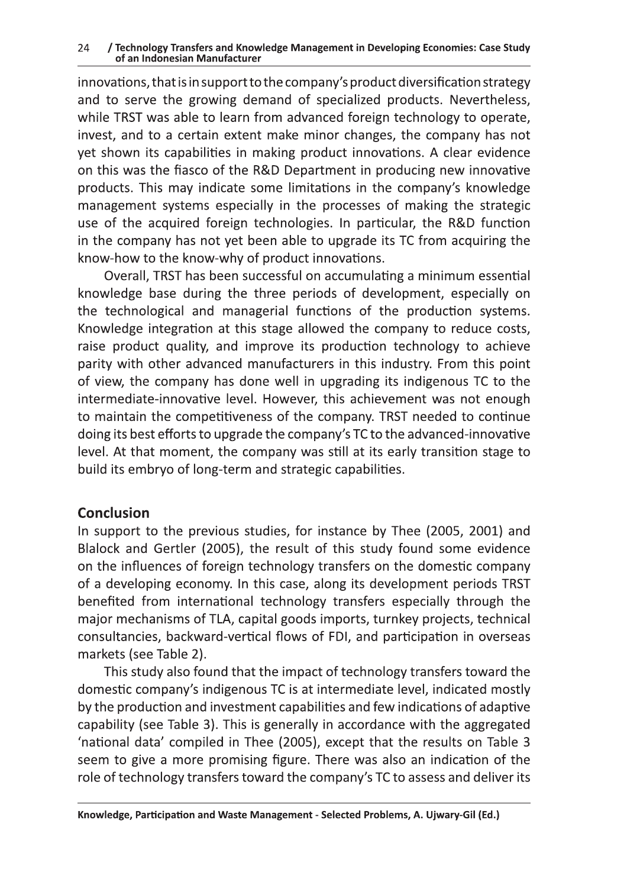innovations, that is in support to the company's product diversification strategy and to serve the growing demand of specialized products. Nevertheless, while TRST was able to learn from advanced foreign technology to operate, invest, and to a certain extent make minor changes, the company has not yet shown its capabilities in making product innovations. A clear evidence on this was the fiasco of the R&D Department in producing new innovative products. This may indicate some limitations in the company's knowledge management systems especially in the processes of making the strategic use of the acquired foreign technologies. In particular, the R&D function in the company has not yet been able to upgrade its TC from acquiring the know-how to the know-why of product innovations.

Overall, TRST has been successful on accumulating a minimum essential knowledge base during the three periods of development, especially on the technological and managerial functions of the production systems. Knowledge integration at this stage allowed the company to reduce costs, raise product quality, and improve its production technology to achieve parity with other advanced manufacturers in this industry. From this point of view, the company has done well in upgrading its indigenous TC to the intermediate-innovative level. However, this achievement was not enough to maintain the competitiveness of the company. TRST needed to continue doing its best efforts to upgrade the company's TC to the advanced-innovative level. At that moment, the company was still at its early transition stage to build its embryo of long-term and strategic capabilities.

## Conclusion

In support to the previous studies, for instance by Thee (2005, 2001) and Blalock and Gertler (2005), the result of this study found some evidence on the influences of foreign technology transfers on the domestic company of a developing economy. In this case, along its development periods TRST benefited from international technology transfers especially through the major mechanisms of TLA, capital goods imports, turnkey projects, technical consultancies, backward-vertical flows of FDI, and participation in overseas markets (see Table 2).

This study also found that the impact of technology transfers toward the domestic company's indigenous TC is at intermediate level, indicated mostly by the production and investment capabilities and few indications of adaptive capability (see Table 3). This is generally in accordance with the aggregated 'national data' compiled in Thee (2005), except that the results on Table 3 seem to give a more promising figure. There was also an indication of the role of technology transfers toward the company's TC to assess and deliver its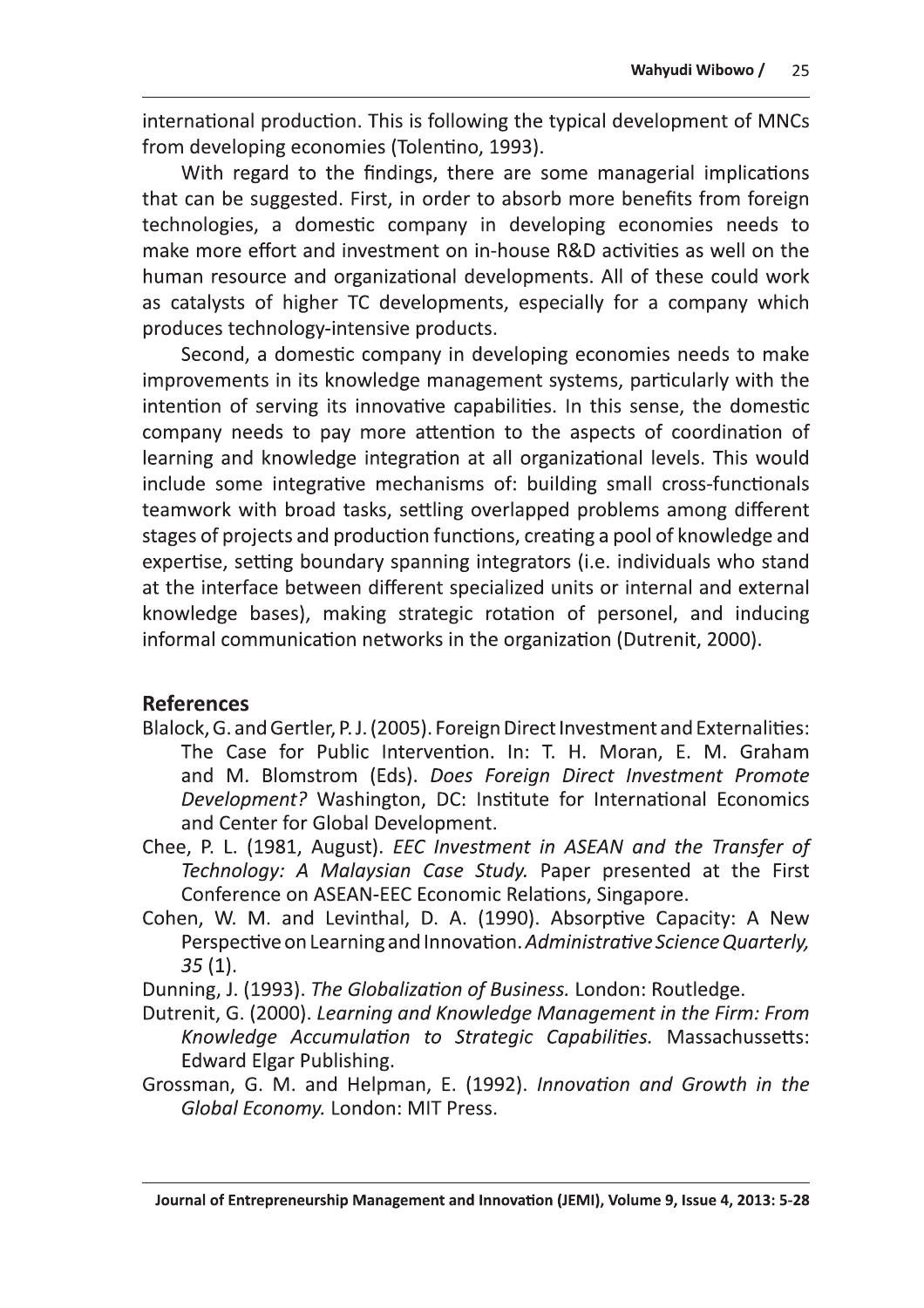international production. This is following the typical development of MNCs from developing economies (Tolentino, 1993).

With regard to the findings, there are some managerial implications that can be suggested. First, in order to absorb more benefits from foreign technologies, a domestic company in developing economies needs to make more effort and investment on in-house R&D activities as well on the human resource and organizational developments. All of these could work as catalysts of higher TC developments, especially for a company which produces technology-intensive products.

Second, a domestic company in developing economies needs to make improvements in its knowledge management systems, particularly with the intention of serving its innovative capabilities. In this sense, the domestic company needs to pay more attention to the aspects of coordination of learning and knowledge integration at all organizational levels. This would include some integrative mechanisms of: building small cross-functionals teamwork with broad tasks, settling overlapped problems among different stages of projects and production functions, creating a pool of knowledge and expertise, setting boundary spanning integrators (i.e. individuals who stand at the interface between different specialized units or internal and external knowledge bases), making strategic rotation of personel, and inducing informal communication networks in the organization (Dutrenit, 2000).

## References

Blalock, G. and Gertler, P. J. (2005). Foreign Direct Investment and Externalities: The Case for Public Intervention. In: T. H. Moran, E. M. Graham and M. Blomstrom (Eds). *Does Foreign Direct Investment Promote Development?* Washington, DC: Institute for International Economics and Center for Global Development.

Chee, P. L. (1981, August). *EEC Investment in ASEAN and the Transfer of Technology: A Malaysian Case Study.* Paper presented at the First Conference on ASEAN-EEC Economic Relations, Singapore.

Cohen, W. M. and Levinthal, D. A. (1990). Absorptive Capacity: A New Perspective on Learning and Innovation. *Administrative Science Quarterly, 35* (1).

Dunning, J. (1993). *The Globalization of Business.* London: Routledge.

Dutrenit, G. (2000). *Learning and Knowledge Management in the Firm: From Knowledge Accumulation to Strategic Capabilities.* Massachussetts: Edward Elgar Publishing.

Grossman, G. M. and Helpman, E. (1992). *Innovation and Growth in the Global Economy.* London: MIT Press.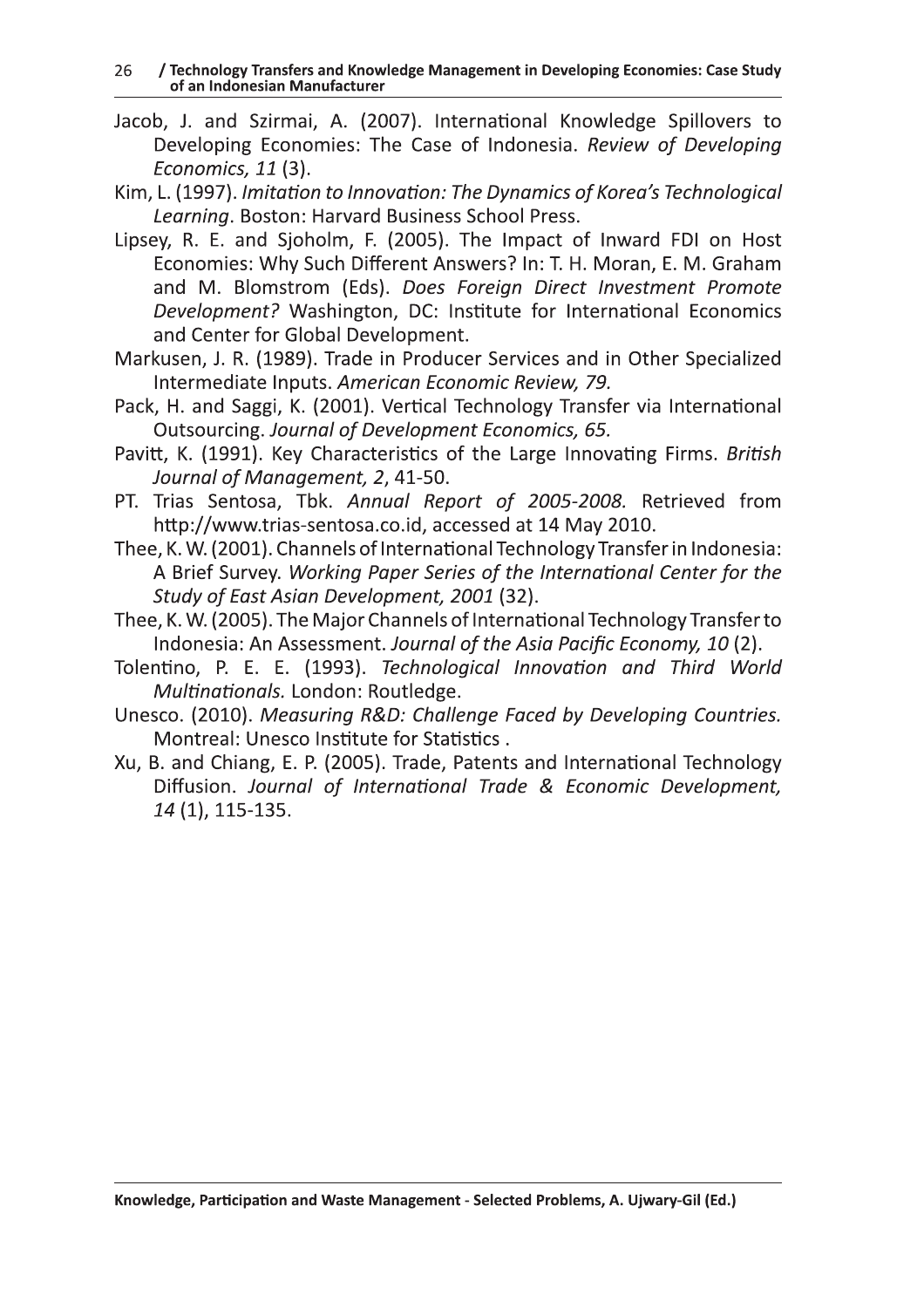Jacob, J. and Szirmai, A. (2007). International Knowledge Spillovers to Developing Economies: The Case of Indonesia. *Review of Developing Economics, 11* (3).

Kim, L. (1997). *Imitation to Innovation: The Dynamics of Korea's Technological Learning*. Boston: Harvard Business School Press.

Lipsey, R. E. and Sjoholm, F. (2005). The Impact of Inward FDI on Host Economies: Why Such Different Answers? In: T. H. Moran, E. M. Graham and M. Blomstrom (Eds). *Does Foreign Direct Investment Promote Development?* Washington, DC: Institute for International Economics and Center for Global Development.

Markusen, J. R. (1989). Trade in Producer Services and in Other Specialized Intermediate Inputs. *American Economic Review, 79.*

Pack, H. and Saggi, K. (2001). Vertical Technology Transfer via International Outsourcing. *Journal of Development Economics, 65.*

Pavitt, K. (1991). Key Characteristics of the Large Innovating Firms. *British Journal of Management, 2*, 41-50.

PT. Trias Sentosa, Tbk. *Annual Report of 2005-2008.* Retrieved from http://www.trias-sentosa.co.id, accessed at 14 May 2010.

Thee, K. W. (2001). Channels of International Technology Transfer in Indonesia: A Brief Survey. *Working Paper Series of the International Center for the Study of East Asian Development, 2001* (32).

Thee, K. W. (2005). The Major Channels of International Technology Transfer to Indonesia: An Assessment. *Journal of the Asia Pacific Economy, 10* (2).

Tolentino, P. E. E. (1993). *Technological Innovation and Third World Multinationals.* London: Routledge.

Unesco. (2010). *Measuring R&D: Challenge Faced by Developing Countries.* Montreal: Unesco Institute for Statistics .

Xu, B. and Chiang, E. P. (2005). Trade, Patents and International Technology Diffusion. *Journal of International Trade & Economic Development, 14* (1), 115-135.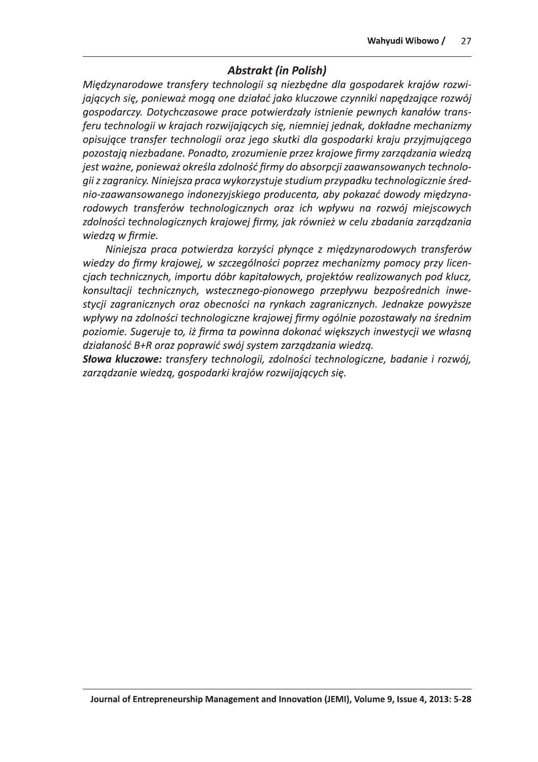## *Abstrakt (in Polish)*

*Międzynarodowe transfery technologii są niezbędne dla gospodarek krajów rozwijających się, ponieważ mogą one działać jako kluczowe czynniki napędzające rozwój gospodarczy. Dotychczasowe prace potwierdzały istnienie pewnych kanałów transferu technologii w krajach rozwijających się, niemniej jednak, dokładne mechanizmy opisujące transfer technologii oraz jego skutki dla gospodarki kraju przyjmującego pozostają niezbadane. Ponadto, zrozumienie przez krajowe firmy zarządzania wiedzą jest ważne, ponieważ określa zdolność firmy do absorpcji zaawansowanych technologii z zagranicy. Niniejsza praca wykorzystuje studium przypadku technologicznie średnio-zaawansowanego indonezyjskiego producenta, aby pokazać dowody międzynarodowych transferów technologicznych oraz ich wpływu na rozwój miejscowych zdolności technologicznych krajowej firmy, jak również w celu zbadania zarządzania wiedzą w firmie.*

*Niniejsza praca potwierdza korzyści płynące z międzynarodowych transferów wiedzy do firmy krajowej, w szczególności poprzez mechanizmy pomocy przy licencjach technicznych, importu dóbr kapitałowych, projektów realizowanych pod klucz, konsultacji technicznych, wstecznego-pionowego przepływu bezpośrednich inwestycji zagranicznych oraz obecności na rynkach zagranicznych. Jednakże powyższe wpływy na zdolności technologiczne krajowej firmy ogólnie pozostawały na średnim poziomie. Sugeruje to, iż firma ta powinna dokonać większych inwestycji we własną działalność B+R oraz poprawić swój system zarządzania wiedzą.*

***Słowa kluczowe:*** *transfery technologii, zdolności technologiczne, badanie i rozwój, zarządzanie wiedzą, gospodarki krajów rozwijających się.*